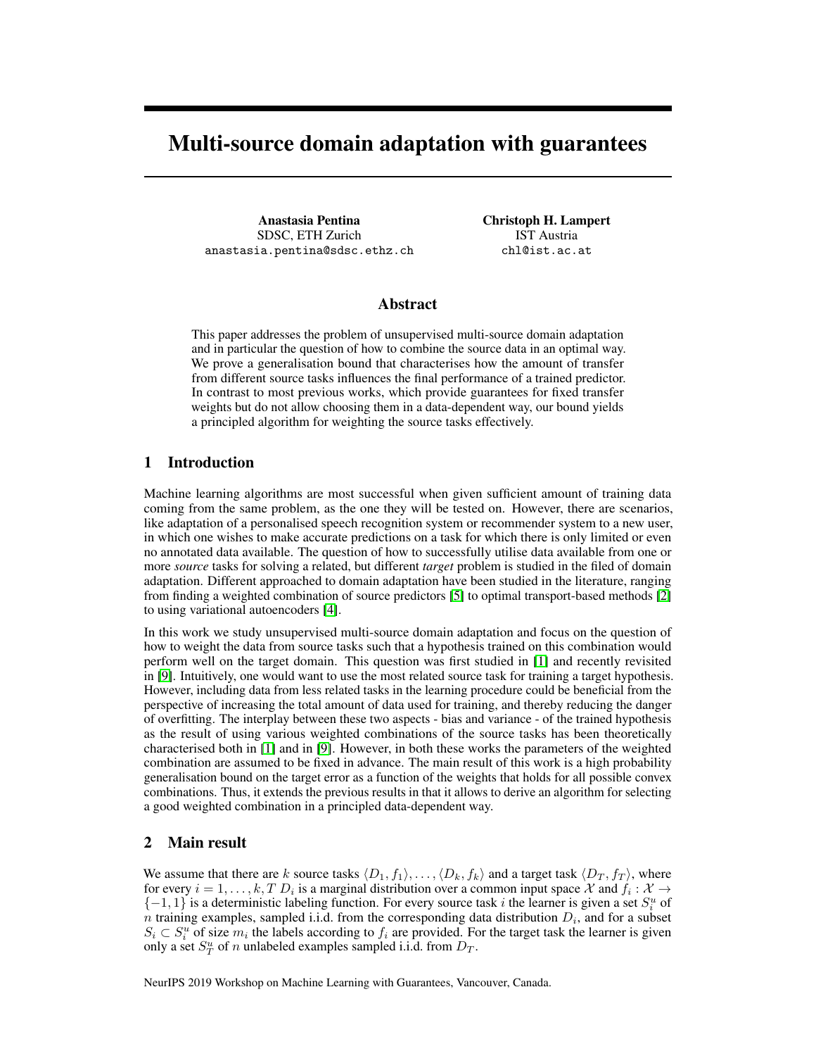# Multi-source domain adaptation with guarantees

**Anastasia Pentina**
SDSC, ETH Zurich
anastasia.pentina@sdsc.ethz.ch

**Christoph H. Lampert**
IST Austria
chl@ist.ac.at

## Abstract

This paper addresses the problem of unsupervised multi-source domain adaptation and in particular the question of how to combine the source data in an optimal way. We prove a generalisation bound that characterises how the amount of transfer from different source tasks influences the final performance of a trained predictor. In contrast to most previous works, which provide guarantees for fixed transfer weights but do not allow choosing them in a data-dependent way, our bound yields a principled algorithm for weighting the source tasks effectively.

## 1 Introduction

Machine learning algorithms are most successful when given sufficient amount of training data coming from the same problem, as the one they will be tested on. However, there are scenarios, like adaptation of a personalised speech recognition system or recommender system to a new user, in which one wishes to make accurate predictions on a task for which there is only limited or even no annotated data available. The question of how to successfully utilise data available from one or more *source* tasks for solving a related, but different *target* problem is studied in the filed of domain adaptation. Different approached to domain adaptation have been studied in the literature, ranging from finding a weighted combination of source predictors [5] to optimal transport-based methods [2] to using variational autoencoders [4].

In this work we study unsupervised multi-source domain adaptation and focus on the question of how to weight the data from source tasks such that a hypothesis trained on this combination would perform well on the target domain. This question was first studied in [1] and recently revisited in [9]. Intuitively, one would want to use the most related source task for training a target hypothesis. However, including data from less related tasks in the learning procedure could be beneficial from the perspective of increasing the total amount of data used for training, and thereby reducing the danger of overfitting. The interplay between these two aspects - bias and variance - of the trained hypothesis as the result of using various weighted combinations of the source tasks has been theoretically characterised both in [1] and in [9]. However, in both these works the parameters of the weighted combination are assumed to be fixed in advance. The main result of this work is a high probability generalisation bound on the target error as a function of the weights that holds for all possible convex combinations. Thus, it extends the previous results in that it allows to derive an algorithm for selecting a good weighted combination in a principled data-dependent way.

## 2 Main result

We assume that there are $k$ source tasks $\langle D_1, f_1\rangle, \dots, \langle D_k, f_k\rangle$ and a target task $\langle D_T, f_T\rangle$, where for every $i = 1, \dots, k, T$ $D_i$ is a marginal distribution over a common input space $\mathcal{X}$ and $f_i : \mathcal{X} \to \{-1, 1\}$ is a deterministic labeling function. For every source task $i$ the learner is given a set $S_i^u$ of $n$ training examples, sampled i.i.d. from the corresponding data distribution $D_i$, and for a subset $S_i \subset S_i^u$ of size $m_i$ the labels according to $f_i$ are provided. For the target task the learner is given only a set $S_T^u$ of $n$ unlabeled examples sampled i.i.d. from $D_T$.

NeurIPS 2019 Workshop on Machine Learning with Guarantees, Vancouver, Canada.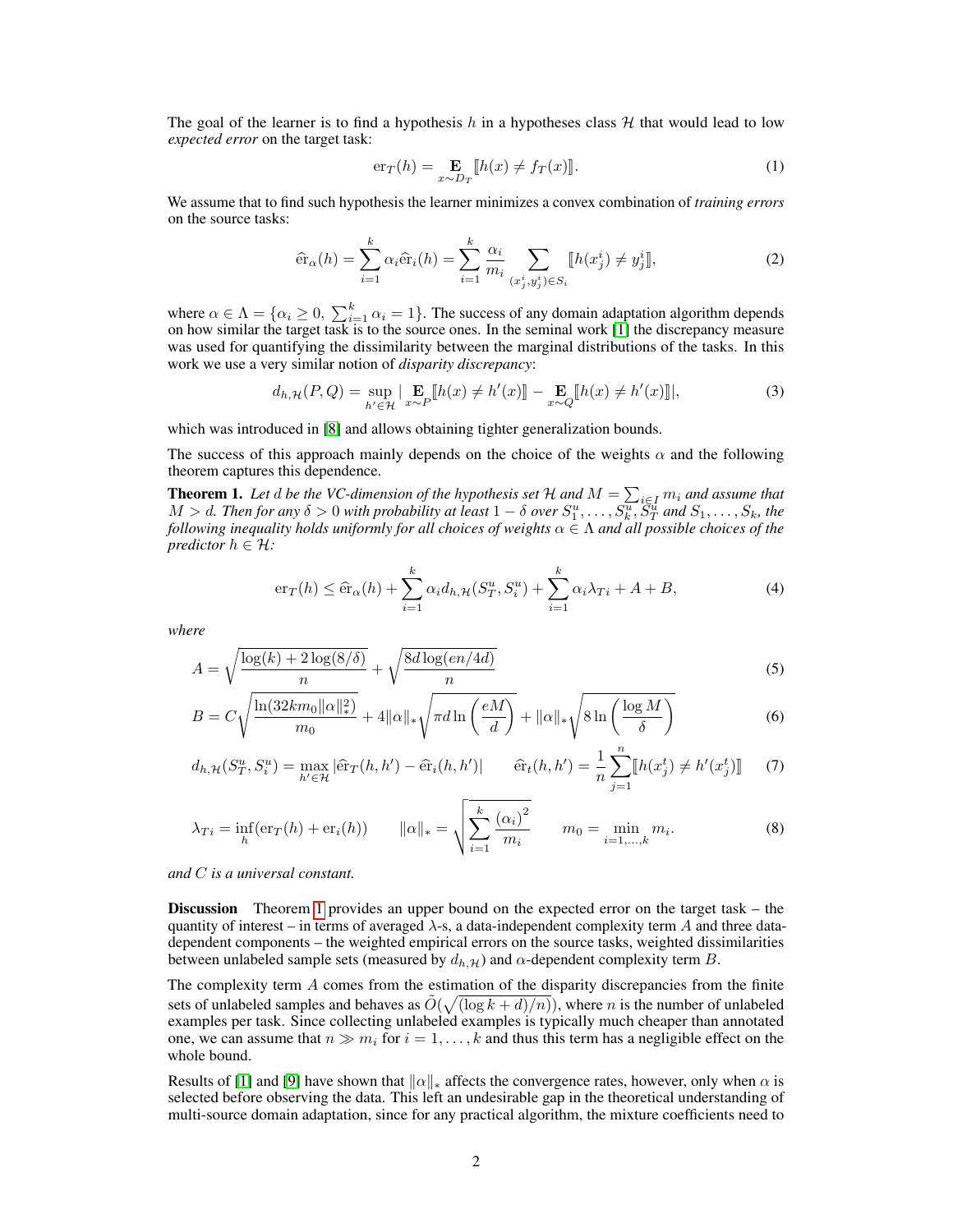The goal of the learner is to find a hypothesis $h$ in a hypotheses class $\mathcal{H}$ that would lead to low *expected error* on the target task:

$$\mathrm{er}_T(h) = \mathop{\mathbf{E}}_{x \sim D_T} [\![ h(x) \neq f_T(x) ]\!]. \tag{1}$$

We assume that to find such hypothesis the learner minimizes a convex combination of *training errors* on the source tasks:

$$\widehat{\mathrm{er}}_\alpha(h) = \sum_{i=1}^{k} \alpha_i \widehat{\mathrm{er}}_i(h) = \sum_{i=1}^{k} \frac{\alpha_i}{m_i} \sum_{(x_j^i, y_j^i) \in S_i} [\![ h(x_j^i) \neq y_j^i ]\!], \tag{2}$$

where $\alpha \in \Lambda = \{\alpha_i \geq 0,\ \sum_{i=1}^{k} \alpha_i = 1\}$. The success of any domain adaptation algorithm depends on how similar the target task is to the source ones. In the seminal work [1] the discrepancy measure was used for quantifying the dissimilarity between the marginal distributions of the tasks. In this work we use a very similar notion of *disparity discrepancy*:

$$d_{h,\mathcal{H}}(P, Q) = \sup_{h' \in \mathcal{H}} \left| \mathop{\mathbf{E}}_{x \sim P} [\![ h(x) \neq h'(x) ]\!] - \mathop{\mathbf{E}}_{x \sim Q} [\![ h(x) \neq h'(x) ]\!] \right|, \tag{3}$$

which was introduced in [8] and allows obtaining tighter generalization bounds.

The success of this approach mainly depends on the choice of the weights $\alpha$ and the following theorem captures this dependence.

**Theorem 1.** *Let $d$ be the VC-dimension of the hypothesis set $\mathcal{H}$ and $M = \sum_{i \in I} m_i$ and assume that $M > d$. Then for any $\delta > 0$ with probability at least $1 - \delta$ over $S_1^u, \ldots, S_k^u, S_T^u$ and $S_1, \ldots, S_k$, the following inequality holds uniformly for all choices of weights $\alpha \in \Lambda$ and all possible choices of the predictor $h \in \mathcal{H}$:*

$$\mathrm{er}_T(h) \leq \widehat{\mathrm{er}}_\alpha(h) + \sum_{i=1}^{k} \alpha_i d_{h,\mathcal{H}}(S_T^u, S_i^u) + \sum_{i=1}^{k} \alpha_i \lambda_{Ti} + A + B, \tag{4}$$

*where*

$$A = \sqrt{\frac{\log(k) + 2\log(8/\delta)}{n}} + \sqrt{\frac{8d\log(en/4d)}{n}} \tag{5}$$

$$B = C\sqrt{\frac{\ln(32km_0\|\alpha\|_*^2)}{m_0}} + 4\|\alpha\|_* \sqrt{\pi d \ln\left(\frac{eM}{d}\right)} + \|\alpha\|_* \sqrt{8\ln\left(\frac{\log M}{\delta}\right)} \tag{6}$$

$$d_{h,\mathcal{H}}(S_T^u, S_i^u) = \max_{h' \in \mathcal{H}} |\widehat{\mathrm{er}}_T(h, h') - \widehat{\mathrm{er}}_i(h, h')| \qquad \widehat{\mathrm{er}}_t(h, h') = \frac{1}{n}\sum_{j=1}^{n} [\![ h(x_j^t) \neq h'(x_j^t) ]\!] \tag{7}$$

$$\lambda_{Ti} = \inf_h (\mathrm{er}_T(h) + \mathrm{er}_i(h)) \qquad \|\alpha\|_* = \sqrt{\sum_{i=1}^{k} \frac{(\alpha_i)^2}{m_i}} \qquad m_0 = \min_{i=1,\ldots,k} m_i. \tag{8}$$

*and $C$ is a universal constant.*

**Discussion** Theorem 1 provides an upper bound on the expected error on the target task – the quantity of interest – in terms of averaged $\lambda$-s, a data-independent complexity term $A$ and three data-dependent components – the weighted empirical errors on the source tasks, weighted dissimilarities between unlabeled sample sets (measured by $d_{h,\mathcal{H}}$) and $\alpha$-dependent complexity term $B$.

The complexity term $A$ comes from the estimation of the disparity discrepancies from the finite sets of unlabeled samples and behaves as $\tilde{O}(\sqrt{(\log k + d)/n})$, where $n$ is the number of unlabeled examples per task. Since collecting unlabeled examples is typically much cheaper than annotated one, we can assume that $n \gg m_i$ for $i = 1, \ldots, k$ and thus this term has a negligible effect on the whole bound.

Results of [1] and [9] have shown that $\|\alpha\|_*$ affects the convergence rates, however, only when $\alpha$ is selected before observing the data. This left an undesirable gap in the theoretical understanding of multi-source domain adaptation, since for any practical algorithm, the mixture coefficients need to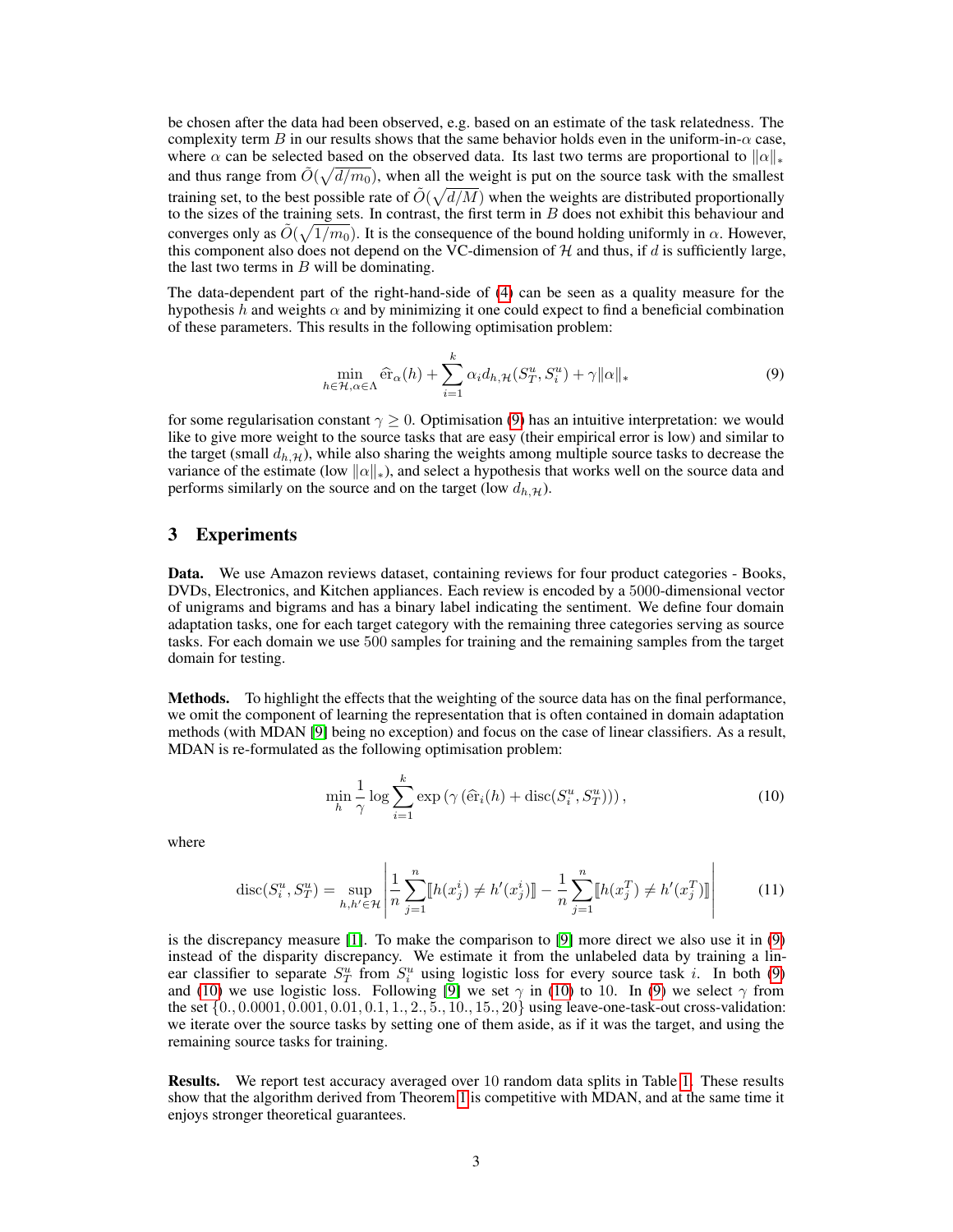be chosen after the data had been observed, e.g. based on an estimate of the task relatedness. The complexity term $B$ in our results shows that the same behavior holds even in the uniform-in-$\alpha$ case, where $\alpha$ can be selected based on the observed data. Its last two terms are proportional to $\|\alpha\|_*$ and thus range from $\tilde{O}(\sqrt{d/m_0})$, when all the weight is put on the source task with the smallest training set, to the best possible rate of $\tilde{O}(\sqrt{d/M})$ when the weights are distributed proportionally to the sizes of the training sets. In contrast, the first term in $B$ does not exhibit this behaviour and converges only as $\tilde{O}(\sqrt{1/m_0})$. It is the consequence of the bound holding uniformly in $\alpha$. However, this component also does not depend on the VC-dimension of $\mathcal{H}$ and thus, if $d$ is sufficiently large, the last two terms in $B$ will be dominating.

The data-dependent part of the right-hand-side of (4) can be seen as a quality measure for the hypothesis $h$ and weights $\alpha$ and by minimizing it one could expect to find a beneficial combination of these parameters. This results in the following optimisation problem:

$$\min_{h\in\mathcal{H},\alpha\in\Lambda} \widehat{\text{er}}_\alpha(h) + \sum_{i=1}^{k}\alpha_i d_{h,\mathcal{H}}(S_T^u, S_i^u) + \gamma\|\alpha\|_* \tag{9}$$

for some regularisation constant $\gamma \geq 0$. Optimisation (9) has an intuitive interpretation: we would like to give more weight to the source tasks that are easy (their empirical error is low) and similar to the target (small $d_{h,\mathcal{H}}$), while also sharing the weights among multiple source tasks to decrease the variance of the estimate (low $\|\alpha\|_*$), and select a hypothesis that works well on the source data and performs similarly on the source and on the target (low $d_{h,\mathcal{H}}$).

## 3 Experiments

**Data.** We use Amazon reviews dataset, containing reviews for four product categories - Books, DVDs, Electronics, and Kitchen appliances. Each review is encoded by a 5000-dimensional vector of unigrams and bigrams and has a binary label indicating the sentiment. We define four domain adaptation tasks, one for each target category with the remaining three categories serving as source tasks. For each domain we use 500 samples for training and the remaining samples from the target domain for testing.

**Methods.** To highlight the effects that the weighting of the source data has on the final performance, we omit the component of learning the representation that is often contained in domain adaptation methods (with MDAN [9] being no exception) and focus on the case of linear classifiers. As a result, MDAN is re-formulated as the following optimisation problem:

$$\min_h \frac{1}{\gamma}\log\sum_{i=1}^{k}\exp\left(\gamma\left(\widehat{\text{er}}_i(h) + \text{disc}(S_i^u, S_T^u)\right)\right), \tag{10}$$

where

$$\text{disc}(S_i^u, S_T^u) = \sup_{h,h'\in\mathcal{H}}\left|\frac{1}{n}\sum_{j=1}^{n}[\![h(x_j^i) \neq h'(x_j^i)]\!] - \frac{1}{n}\sum_{j=1}^{n}[\![h(x_j^T) \neq h'(x_j^T)]\!]\right| \tag{11}$$

is the discrepancy measure [1]. To make the comparison to [9] more direct we also use it in (9) instead of the disparity discrepancy. We estimate it from the unlabeled data by training a linear classifier to separate $S_T^u$ from $S_i^u$ using logistic loss for every source task $i$. In both (9) and (10) we use logistic loss. Following [9] we set $\gamma$ in (10) to 10. In (9) we select $\gamma$ from the set $\{0., 0.0001, 0.001, 0.01, 0.1, 1., 2., 5., 10., 15., 20\}$ using leave-one-task-out cross-validation: we iterate over the source tasks by setting one of them aside, as if it was the target, and using the remaining source tasks for training.

**Results.** We report test accuracy averaged over 10 random data splits in Table 1. These results show that the algorithm derived from Theorem 1 is competitive with MDAN, and at the same time it enjoys stronger theoretical guarantees.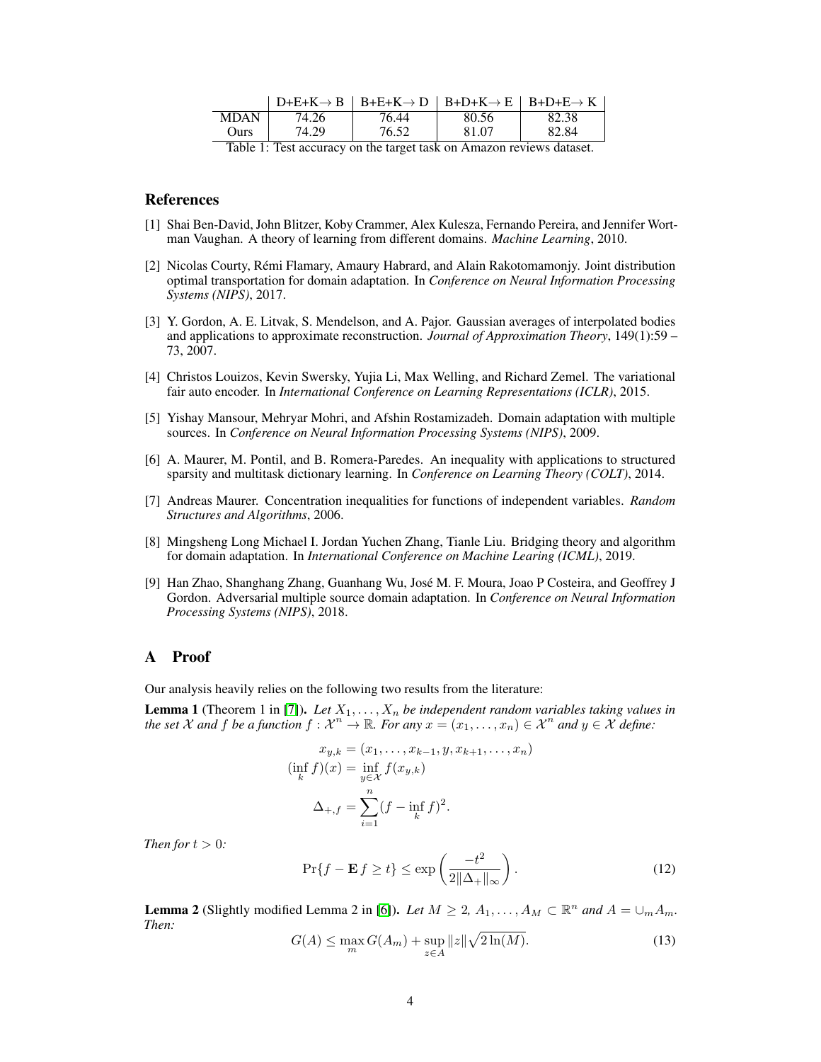|  | D+E+K→ B | B+E+K→ D | B+D+K→ E | B+D+E→ K |
|---|---|---|---|---|
| MDAN | 74.26 | 76.44 | 80.56 | 82.38 |
| Ours | 74.29 | 76.52 | 81.07 | 82.84 |

Table 1: Test accuracy on the target task on Amazon reviews dataset.

## References

[1] Shai Ben-David, John Blitzer, Koby Crammer, Alex Kulesza, Fernando Pereira, and Jennifer Wortman Vaughan. A theory of learning from different domains. *Machine Learning*, 2010.

[2] Nicolas Courty, Rémi Flamary, Amaury Habrard, and Alain Rakotomamonjy. Joint distribution optimal transportation for domain adaptation. In *Conference on Neural Information Processing Systems (NIPS)*, 2017.

[3] Y. Gordon, A. E. Litvak, S. Mendelson, and A. Pajor. Gaussian averages of interpolated bodies and applications to approximate reconstruction. *Journal of Approximation Theory*, 149(1):59 – 73, 2007.

[4] Christos Louizos, Kevin Swersky, Yujia Li, Max Welling, and Richard Zemel. The variational fair auto encoder. In *International Conference on Learning Representations (ICLR)*, 2015.

[5] Yishay Mansour, Mehryar Mohri, and Afshin Rostamizadeh. Domain adaptation with multiple sources. In *Conference on Neural Information Processing Systems (NIPS)*, 2009.

[6] A. Maurer, M. Pontil, and B. Romera-Paredes. An inequality with applications to structured sparsity and multitask dictionary learning. In *Conference on Learning Theory (COLT)*, 2014.

[7] Andreas Maurer. Concentration inequalities for functions of independent variables. *Random Structures and Algorithms*, 2006.

[8] Mingsheng Long Michael I. Jordan Yuchen Zhang, Tianle Liu. Bridging theory and algorithm for domain adaptation. In *International Conference on Machine Learing (ICML)*, 2019.

[9] Han Zhao, Shanghang Zhang, Guanhang Wu, José M. F. Moura, Joao P Costeira, and Geoffrey J Gordon. Adversarial multiple source domain adaptation. In *Conference on Neural Information Processing Systems (NIPS)*, 2018.

## A Proof

Our analysis heavily relies on the following two results from the literature:

**Lemma 1** (Theorem 1 in [7]). *Let $X_1, \ldots, X_n$ be independent random variables taking values in the set $\mathcal{X}$ and $f$ be a function $f : \mathcal{X}^n \to \mathbb{R}$. For any $x = (x_1, \ldots, x_n) \in \mathcal{X}^n$ and $y \in \mathcal{X}$ define:*

$$
\begin{aligned}
x_{y,k} &= (x_1, \ldots, x_{k-1}, y, x_{k+1}, \ldots, x_n) \\
(\inf_k f)(x) &= \inf_{y \in \mathcal{X}} f(x_{y,k}) \\
\Delta_{+,f} &= \sum_{i=1}^{n} (f - \inf_k f)^2.
\end{aligned}
$$

*Then for $t > 0$:*

$$
\Pr\{f - \mathbf{E}\, f \geq t\} \leq \exp\left(\frac{-t^2}{2\|\Delta_+\|_\infty}\right). \tag{12}
$$

**Lemma 2** (Slightly modified Lemma 2 in [6]). *Let $M \geq 2$, $A_1, \ldots, A_M \subset \mathbb{R}^n$ and $A = \cup_m A_m$. Then:*

$$
G(A) \leq \max_m G(A_m) + \sup_{z \in A} \|z\| \sqrt{2 \ln(M)}. \tag{13}
$$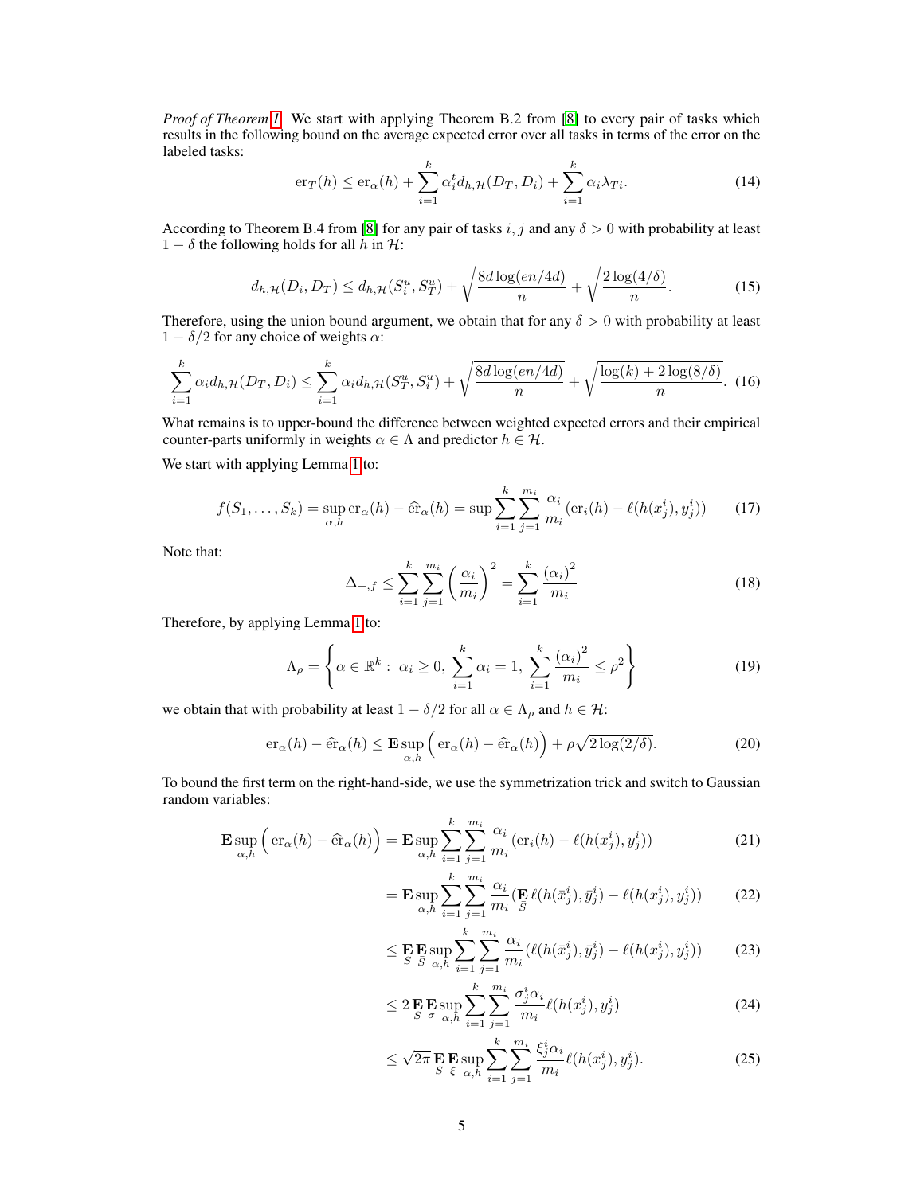*Proof of Theorem 1.* We start with applying Theorem B.2 from [8] to every pair of tasks which results in the following bound on the average expected error over all tasks in terms of the error on the labeled tasks:

$$\mathrm{er}_T(h) \leq \mathrm{er}_\alpha(h) + \sum_{i=1}^{k} \alpha_i^t d_{h,\mathcal{H}}(D_T, D_i) + \sum_{i=1}^{k} \alpha_i \lambda_{Ti}. \tag{14}$$

According to Theorem B.4 from [8] for any pair of tasks $i, j$ and any $\delta > 0$ with probability at least $1 - \delta$ the following holds for all $h$ in $\mathcal{H}$:

$$d_{h,\mathcal{H}}(D_i, D_T) \leq d_{h,\mathcal{H}}(S_i^u, S_T^u) + \sqrt{\frac{8d\log(en/4d)}{n}} + \sqrt{\frac{2\log(4/\delta)}{n}}. \tag{15}$$

Therefore, using the union bound argument, we obtain that for any $\delta > 0$ with probability at least $1 - \delta/2$ for any choice of weights $\alpha$:

$$\sum_{i=1}^{k} \alpha_i d_{h,\mathcal{H}}(D_T, D_i) \leq \sum_{i=1}^{k} \alpha_i d_{h,\mathcal{H}}(S_T^u, S_i^u) + \sqrt{\frac{8d\log(en/4d)}{n}} + \sqrt{\frac{\log(k) + 2\log(8/\delta)}{n}}. \tag{16}$$

What remains is to upper-bound the difference between weighted expected errors and their empirical counter-parts uniformly in weights $\alpha \in \Lambda$ and predictor $h \in \mathcal{H}$.

We start with applying Lemma 1 to:

$$f(S_1, \dots, S_k) = \sup_{\alpha,h} \mathrm{er}_\alpha(h) - \widehat{\mathrm{er}}_\alpha(h) = \sup \sum_{i=1}^{k} \sum_{j=1}^{m_i} \frac{\alpha_i}{m_i}(\mathrm{er}_i(h) - \ell(h(x_j^i), y_j^i)) \tag{17}$$

Note that:

$$\Delta_{+,f} \leq \sum_{i=1}^{k} \sum_{j=1}^{m_i} \left(\frac{\alpha_i}{m_i}\right)^2 = \sum_{i=1}^{k} \frac{(\alpha_i)^2}{m_i} \tag{18}$$

Therefore, by applying Lemma 1 to:

$$\Lambda_\rho = \left\{ \alpha \in \mathbb{R}^k : \ \alpha_i \geq 0, \ \sum_{i=1}^{k} \alpha_i = 1, \ \sum_{i=1}^{k} \frac{(\alpha_i)^2}{m_i} \leq \rho^2 \right\} \tag{19}$$

we obtain that with probability at least $1 - \delta/2$ for all $\alpha \in \Lambda_\rho$ and $h \in \mathcal{H}$:

$$\mathrm{er}_\alpha(h) - \widehat{\mathrm{er}}_\alpha(h) \leq \mathbf{E} \sup_{\alpha,h} \Big( \mathrm{er}_\alpha(h) - \widehat{\mathrm{er}}_\alpha(h) \Big) + \rho\sqrt{2\log(2/\delta)}. \tag{20}$$

To bound the first term on the right-hand-side, we use the symmetrization trick and switch to Gaussian random variables:

$$\mathbf{E} \sup_{\alpha,h} \Big( \mathrm{er}_\alpha(h) - \widehat{\mathrm{er}}_\alpha(h) \Big) = \mathbf{E} \sup_{\alpha,h} \sum_{i=1}^{k} \sum_{j=1}^{m_i} \frac{\alpha_i}{m_i}(\mathrm{er}_i(h) - \ell(h(x_j^i), y_j^i)) \tag{21}$$

$$= \mathbf{E} \sup_{\alpha,h} \sum_{i=1}^{k} \sum_{j=1}^{m_i} \frac{\alpha_i}{m_i}(\mathop{\mathbf{E}}_{\bar{S}} \ell(h(\bar{x}_j^i), \bar{y}_j^i) - \ell(h(x_j^i), y_j^i)) \tag{22}$$

$$\leq \mathop{\mathbf{E}}_{S} \mathop{\mathbf{E}}_{\bar{S}} \sup_{\alpha,h} \sum_{i=1}^{k} \sum_{j=1}^{m_i} \frac{\alpha_i}{m_i}(\ell(h(\bar{x}_j^i), \bar{y}_j^i) - \ell(h(x_j^i), y_j^i)) \tag{23}$$

$$\leq 2 \mathop{\mathbf{E}}_{S} \mathop{\mathbf{E}}_{\sigma} \sup_{\alpha,h} \sum_{i=1}^{k} \sum_{j=1}^{m_i} \frac{\sigma_j^i \alpha_i}{m_i} \ell(h(x_j^i), y_j^i) \tag{24}$$

$$\leq \sqrt{2\pi} \mathop{\mathbf{E}}_{S} \mathop{\mathbf{E}}_{\xi} \sup_{\alpha,h} \sum_{i=1}^{k} \sum_{j=1}^{m_i} \frac{\xi_j^i \alpha_i}{m_i} \ell(h(x_j^i), y_j^i). \tag{25}$$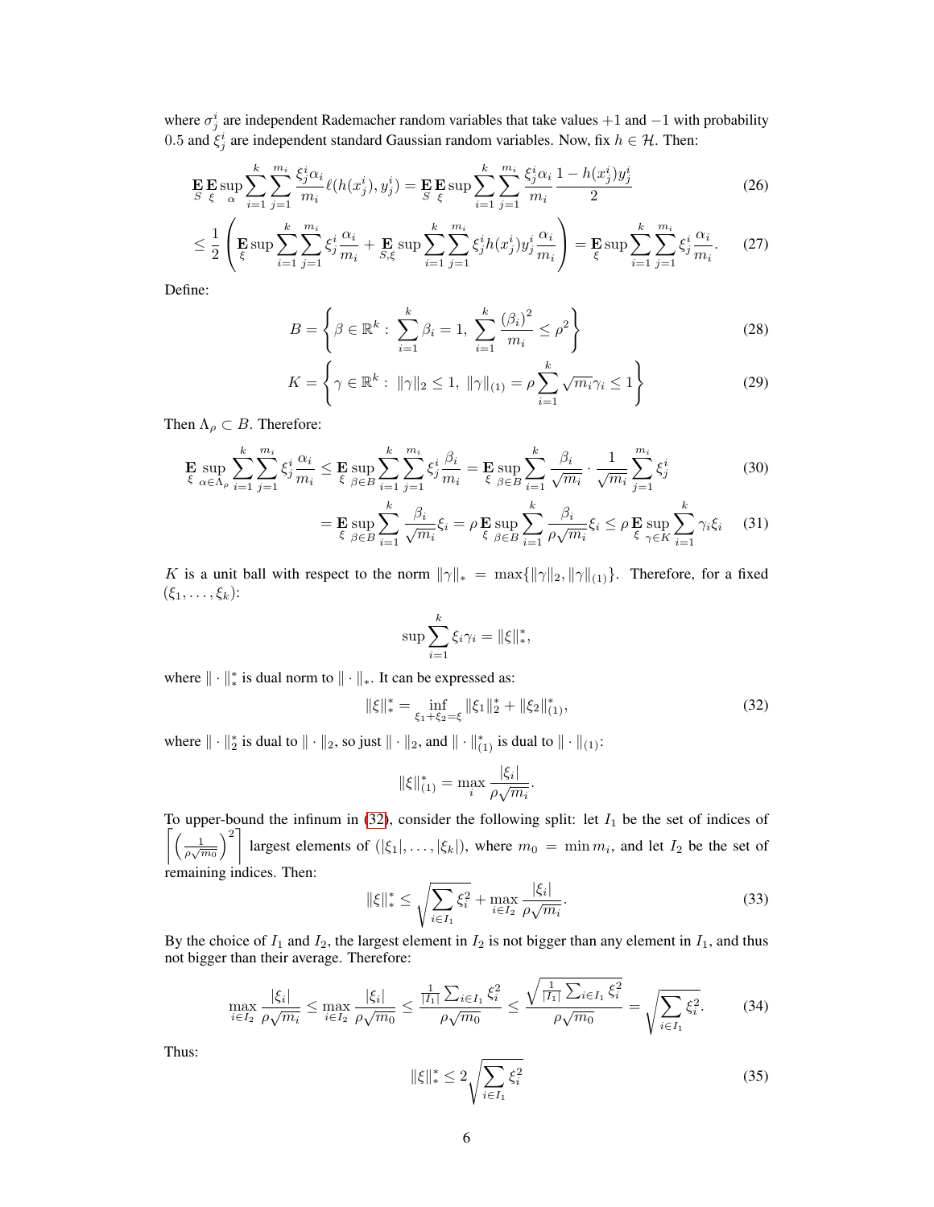where $\sigma_j^i$ are independent Rademacher random variables that take values $+1$ and $-1$ with probability $0.5$ and $\xi_j^i$ are independent standard Gaussian random variables. Now, fix $h \in \mathcal{H}$. Then:

$$\mathop{\mathbf{E}}_{S} \mathop{\mathbf{E}}_{\xi} \sup_{\alpha} \sum_{i=1}^{k} \sum_{j=1}^{m_i} \frac{\xi_j^i \alpha_i}{m_i} \ell(h(x_j^i), y_j^i) = \mathop{\mathbf{E}}_{S} \mathop{\mathbf{E}}_{\xi} \sup \sum_{i=1}^{k} \sum_{j=1}^{m_i} \frac{\xi_j^i \alpha_i}{m_i} \frac{1 - h(x_j^i) y_j^i}{2} \tag{26}$$

$$\leq \frac{1}{2} \left( \mathop{\mathbf{E}}_{\xi} \sup \sum_{i=1}^{k} \sum_{j=1}^{m_i} \xi_j^i \frac{\alpha_i}{m_i} + \mathop{\mathbf{E}}_{S,\xi} \sup \sum_{i=1}^{k} \sum_{j=1}^{m_i} \xi_j^i h(x_j^i) y_j^i \frac{\alpha_i}{m_i} \right) = \mathop{\mathbf{E}}_{\xi} \sup \sum_{i=1}^{k} \sum_{j=1}^{m_i} \xi_j^i \frac{\alpha_i}{m_i}. \tag{27}$$

Define:

$$B = \left\{ \beta \in \mathbb{R}^k : \sum_{i=1}^{k} \beta_i = 1, \sum_{i=1}^{k} \frac{(\beta_i)^2}{m_i} \leq \rho^2 \right\} \tag{28}$$

$$K = \left\{ \gamma \in \mathbb{R}^k : \|\gamma\|_2 \leq 1, \|\gamma\|_{(1)} = \rho \sum_{i=1}^{k} \sqrt{m_i} \gamma_i \leq 1 \right\} \tag{29}$$

Then $\Lambda_\rho \subset B$. Therefore:

$$\mathop{\mathbf{E}}_{\xi} \sup_{\alpha \in \Lambda_\rho} \sum_{i=1}^{k} \sum_{j=1}^{m_i} \xi_j^i \frac{\alpha_i}{m_i} \leq \mathop{\mathbf{E}}_{\xi} \sup_{\beta \in B} \sum_{i=1}^{k} \sum_{j=1}^{m_i} \xi_j^i \frac{\beta_i}{m_i} = \mathop{\mathbf{E}}_{\xi} \sup_{\beta \in B} \sum_{i=1}^{k} \frac{\beta_i}{\sqrt{m_i}} \cdot \frac{1}{\sqrt{m_i}} \sum_{j=1}^{m_i} \xi_j^i \tag{30}$$

$$= \mathop{\mathbf{E}}_{\xi} \sup_{\beta \in B} \sum_{i=1}^{k} \frac{\beta_i}{\sqrt{m_i}} \xi_i = \rho \mathop{\mathbf{E}}_{\xi} \sup_{\beta \in B} \sum_{i=1}^{k} \frac{\beta_i}{\rho \sqrt{m_i}} \xi_i \leq \rho \mathop{\mathbf{E}}_{\xi} \sup_{\gamma \in K} \sum_{i=1}^{k} \gamma_i \xi_i \tag{31}$$

$K$ is a unit ball with respect to the norm $\|\gamma\|_* = \max\{\|\gamma\|_2, \|\gamma\|_{(1)}\}$. Therefore, for a fixed $(\xi_1, \ldots, \xi_k)$:

$$\sup \sum_{i=1}^{k} \xi_i \gamma_i = \|\xi\|_*^*,$$

where $\|\cdot\|_*^*$ is dual norm to $\|\cdot\|_*$. It can be expressed as:

$$\|\xi\|_*^* = \inf_{\xi_1 + \xi_2 = \xi} \|\xi_1\|_2^* + \|\xi_2\|_{(1)}^*, \tag{32}$$

where $\|\cdot\|_2^*$ is dual to $\|\cdot\|_2$, so just $\|\cdot\|_2$, and $\|\cdot\|_{(1)}^*$ is dual to $\|\cdot\|_{(1)}$:

$$\|\xi\|_{(1)}^* = \max_i \frac{|\xi_i|}{\rho \sqrt{m_i}}.$$

To upper-bound the infinum in (32), consider the following split: let $I_1$ be the set of indices of $\left\lceil \left( \frac{1}{\rho \sqrt{m_0}} \right)^2 \right\rceil$ largest elements of $(|\xi_1|, \ldots, |\xi_k|)$, where $m_0 = \min m_i$, and let $I_2$ be the set of remaining indices. Then:

$$\|\xi\|_*^* \leq \sqrt{\sum_{i \in I_1} \xi_i^2} + \max_{i \in I_2} \frac{|\xi_i|}{\rho \sqrt{m_i}}. \tag{33}$$

By the choice of $I_1$ and $I_2$, the largest element in $I_2$ is not bigger than any element in $I_1$, and thus not bigger than their average. Therefore:

$$\max_{i \in I_2} \frac{|\xi_i|}{\rho \sqrt{m_i}} \leq \max_{i \in I_2} \frac{|\xi_i|}{\rho \sqrt{m_0}} \leq \frac{\frac{1}{|I_1|} \sum_{i \in I_1} \xi_i^2}{\rho \sqrt{m_0}} \leq \frac{\sqrt{\frac{1}{|I_1|} \sum_{i \in I_1} \xi_i^2}}{\rho \sqrt{m_0}} = \sqrt{\sum_{i \in I_1} \xi_i^2}. \tag{34}$$

Thus:

$$\|\xi\|_*^* \leq 2 \sqrt{\sum_{i \in I_1} \xi_i^2} \tag{35}$$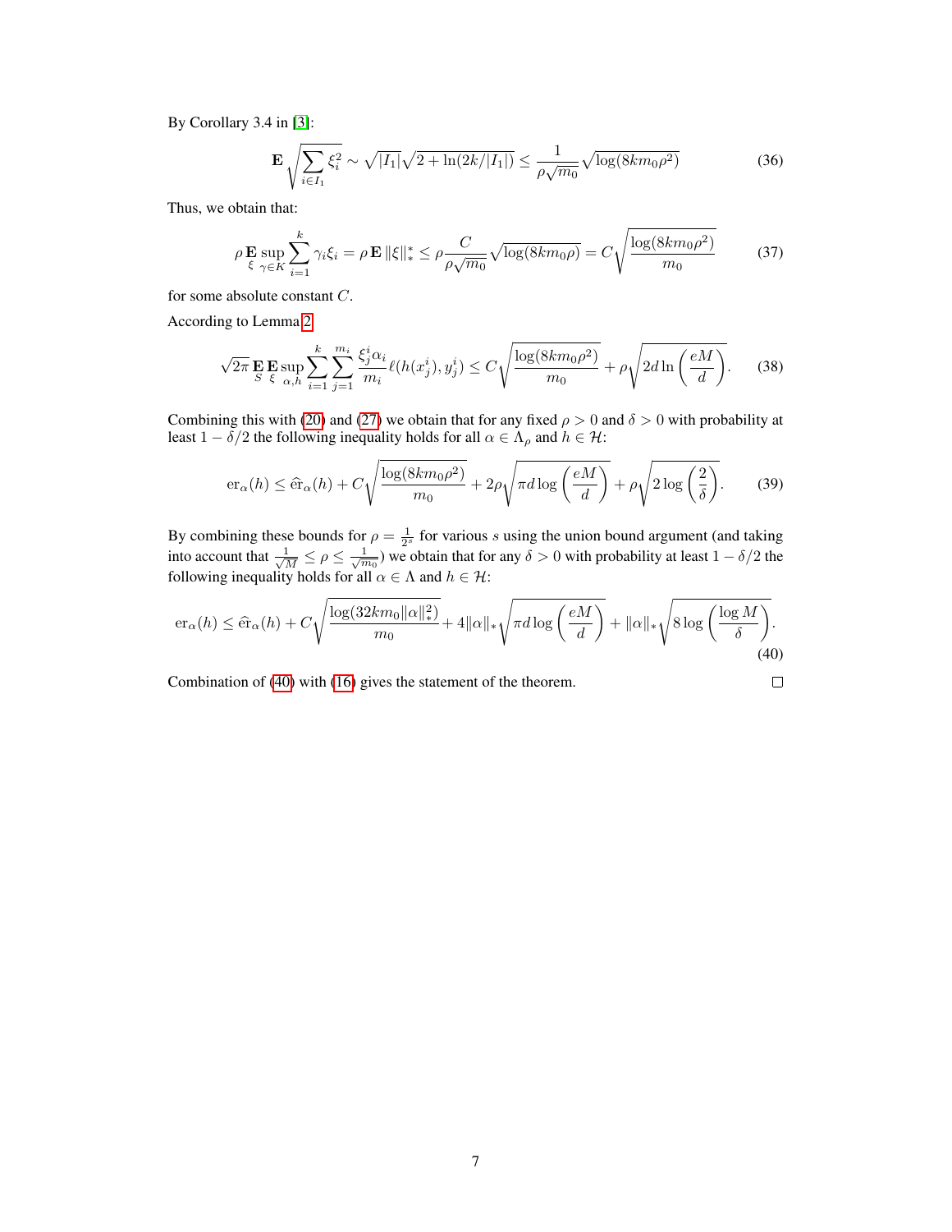By Corollary 3.4 in [3]:

$$
\mathbf{E}\sqrt{\sum_{i\in I_1}\xi_i^2} \sim \sqrt{|I_1|}\sqrt{2+\ln(2k/|I_1|)} \leq \frac{1}{\rho\sqrt{m_0}}\sqrt{\log(8km_0\rho^2)} \tag{36}
$$

Thus, we obtain that:

$$
\rho\,\mathbf{E}_{\xi}\sup_{\gamma\in K}\sum_{i=1}^{k}\gamma_i\xi_i = \rho\,\mathbf{E}\,\|\xi\|_*^* \leq \rho\frac{C}{\rho\sqrt{m_0}}\sqrt{\log(8km_0\rho)} = C\sqrt{\frac{\log(8km_0\rho^2)}{m_0}} \tag{37}
$$

for some absolute constant $C$.

According to Lemma 2

$$
\sqrt{2\pi}\,\mathbf{E}_{S}\,\mathbf{E}_{\xi}\sup_{\alpha,h}\sum_{i=1}^{k}\sum_{j=1}^{m_i}\frac{\xi_j^i\alpha_i}{m_i}\ell(h(x_j^i),y_j^i) \leq C\sqrt{\frac{\log(8km_0\rho^2)}{m_0}} + \rho\sqrt{2d\ln\left(\frac{eM}{d}\right)}. \tag{38}
$$

Combining this with (20) and (27) we obtain that for any fixed $\rho > 0$ and $\delta > 0$ with probability at least $1-\delta/2$ the following inequality holds for all $\alpha \in \Lambda_\rho$ and $h \in \mathcal{H}$:

$$
\mathrm{er}_\alpha(h) \leq \widehat{\mathrm{er}}_\alpha(h) + C\sqrt{\frac{\log(8km_0\rho^2)}{m_0}} + 2\rho\sqrt{\pi d\log\left(\frac{eM}{d}\right)} + \rho\sqrt{2\log\left(\frac{2}{\delta}\right)}. \tag{39}
$$

By combining these bounds for $\rho = \frac{1}{2^s}$ for various $s$ using the union bound argument (and taking into account that $\frac{1}{\sqrt{M}} \leq \rho \leq \frac{1}{\sqrt{m_0}}$) we obtain that for any $\delta > 0$ with probability at least $1-\delta/2$ the following inequality holds for all $\alpha \in \Lambda$ and $h \in \mathcal{H}$:

$$
\mathrm{er}_\alpha(h) \leq \widehat{\mathrm{er}}_\alpha(h) + C\sqrt{\frac{\log(32km_0\|\alpha\|_*^2)}{m_0}} + 4\|\alpha\|_*\sqrt{\pi d\log\left(\frac{eM}{d}\right)} + \|\alpha\|_*\sqrt{8\log\left(\frac{\log M}{\delta}\right)}. \tag{40}
$$

Combination of (40) with (16) gives the statement of the theorem. □